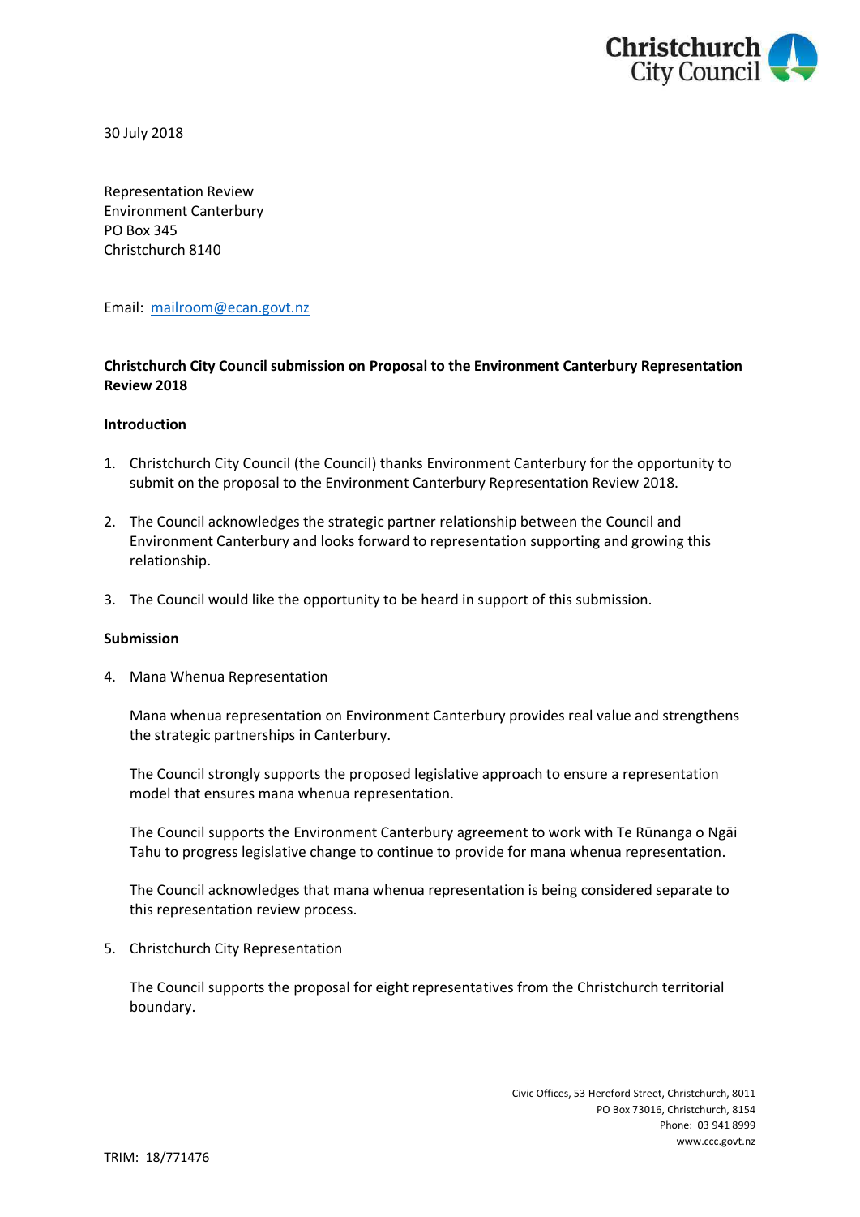Christchurch City Council

30 July 2018

Representation Review
Environment Canterbury
PO Box 345
Christchurch 8140

Email: mailroom@ecan.govt.nz

**Christchurch City Council submission on Proposal to the Environment Canterbury Representation Review 2018**

**Introduction**

1. Christchurch City Council (the Council) thanks Environment Canterbury for the opportunity to submit on the proposal to the Environment Canterbury Representation Review 2018.

2. The Council acknowledges the strategic partner relationship between the Council and Environment Canterbury and looks forward to representation supporting and growing this relationship.

3. The Council would like the opportunity to be heard in support of this submission.

**Submission**

4. Mana Whenua Representation

   Mana whenua representation on Environment Canterbury provides real value and strengthens the strategic partnerships in Canterbury.

   The Council strongly supports the proposed legislative approach to ensure a representation model that ensures mana whenua representation.

   The Council supports the Environment Canterbury agreement to work with Te Rūnanga o Ngāi Tahu to progress legislative change to continue to provide for mana whenua representation.

   The Council acknowledges that mana whenua representation is being considered separate to this representation review process.

5. Christchurch City Representation

   The Council supports the proposal for eight representatives from the Christchurch territorial boundary.

Civic Offices, 53 Hereford Street, Christchurch, 8011
PO Box 73016, Christchurch, 8154
Phone: 03 941 8999
www.ccc.govt.nz

TRIM: 18/771476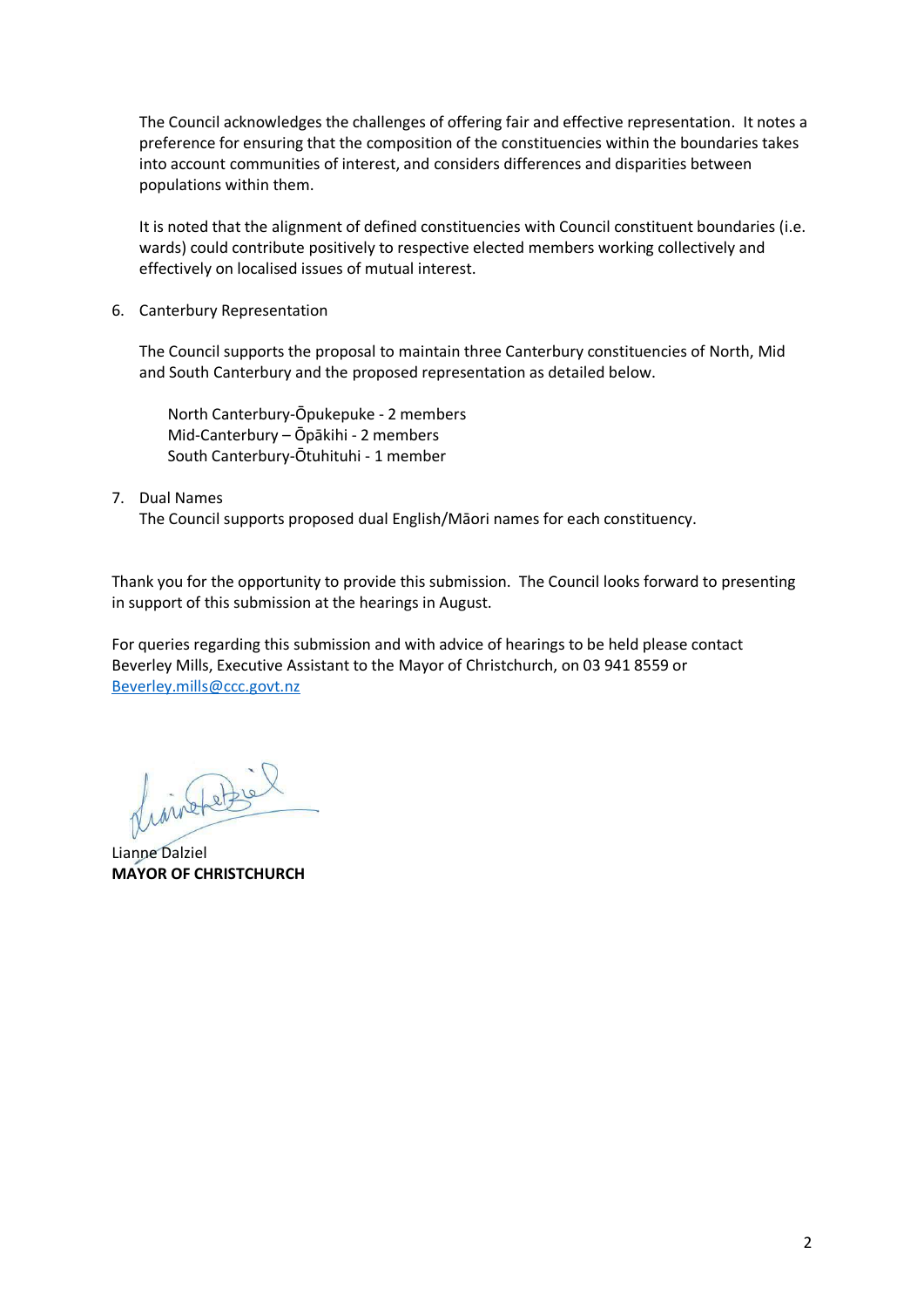The Council acknowledges the challenges of offering fair and effective representation. It notes a preference for ensuring that the composition of the constituencies within the boundaries takes into account communities of interest, and considers differences and disparities between populations within them.

It is noted that the alignment of defined constituencies with Council constituent boundaries (i.e. wards) could contribute positively to respective elected members working collectively and effectively on localised issues of mutual interest.

6. Canterbury Representation

   The Council supports the proposal to maintain three Canterbury constituencies of North, Mid and South Canterbury and the proposed representation as detailed below.

   North Canterbury-Ōpukepuke - 2 members
   Mid-Canterbury – Ōpākihi - 2 members
   South Canterbury-Ōtuhituhi - 1 member

7. Dual Names
   The Council supports proposed dual English/Māori names for each constituency.

Thank you for the opportunity to provide this submission. The Council looks forward to presenting in support of this submission at the hearings in August.

For queries regarding this submission and with advice of hearings to be held please contact Beverley Mills, Executive Assistant to the Mayor of Christchurch, on 03 941 8559 or Beverley.mills@ccc.govt.nz

Lianne Dalziel
**MAYOR OF CHRISTCHURCH**